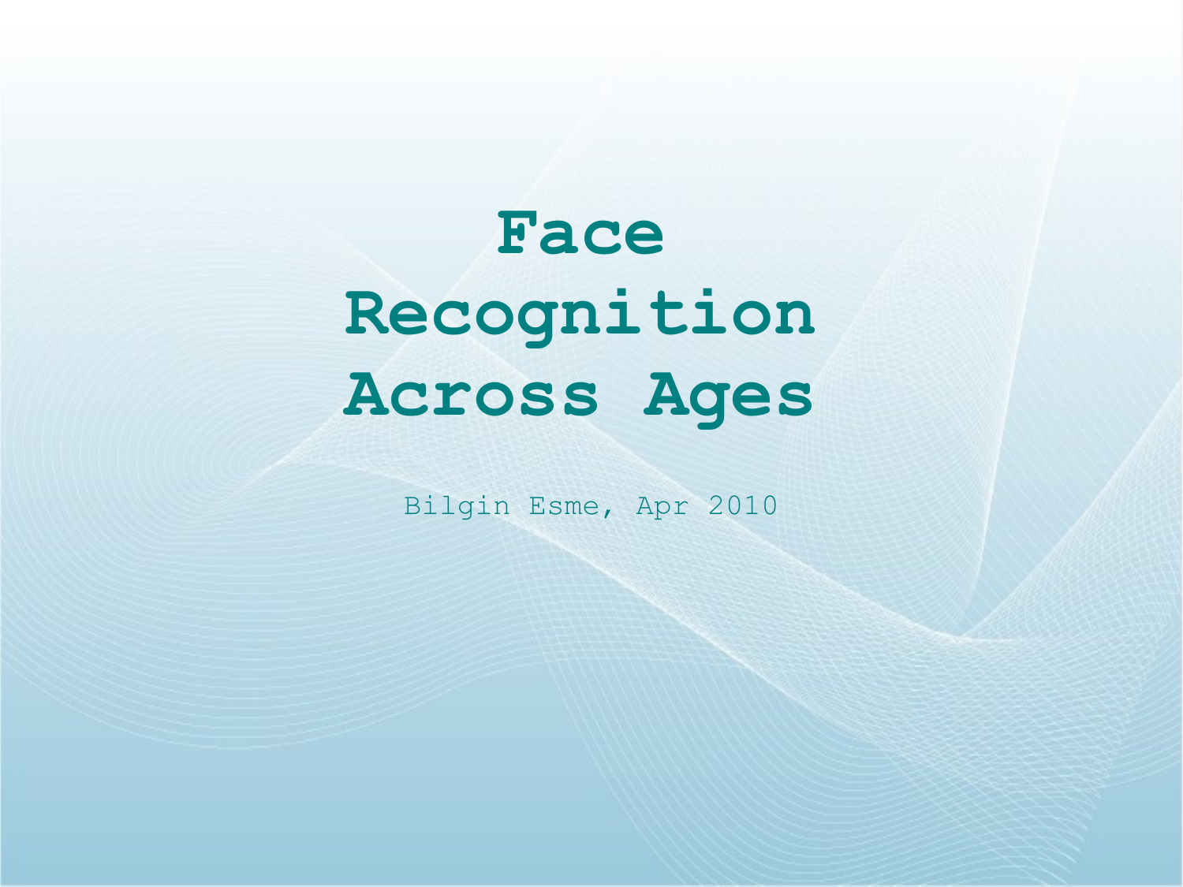# Face Recognition Across Ages

Bilgin Esme, Apr 2010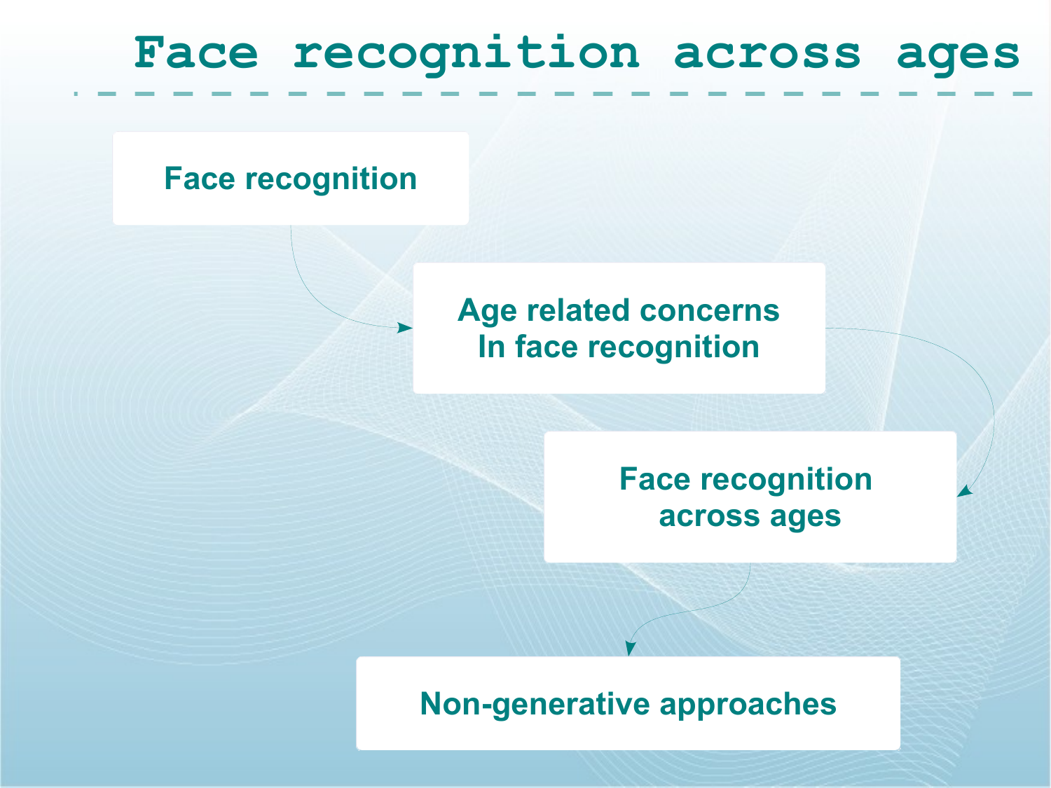# Face recognition across ages

- Face recognition
- Age related concerns In face recognition
- Face recognition across ages
- Non-generative approaches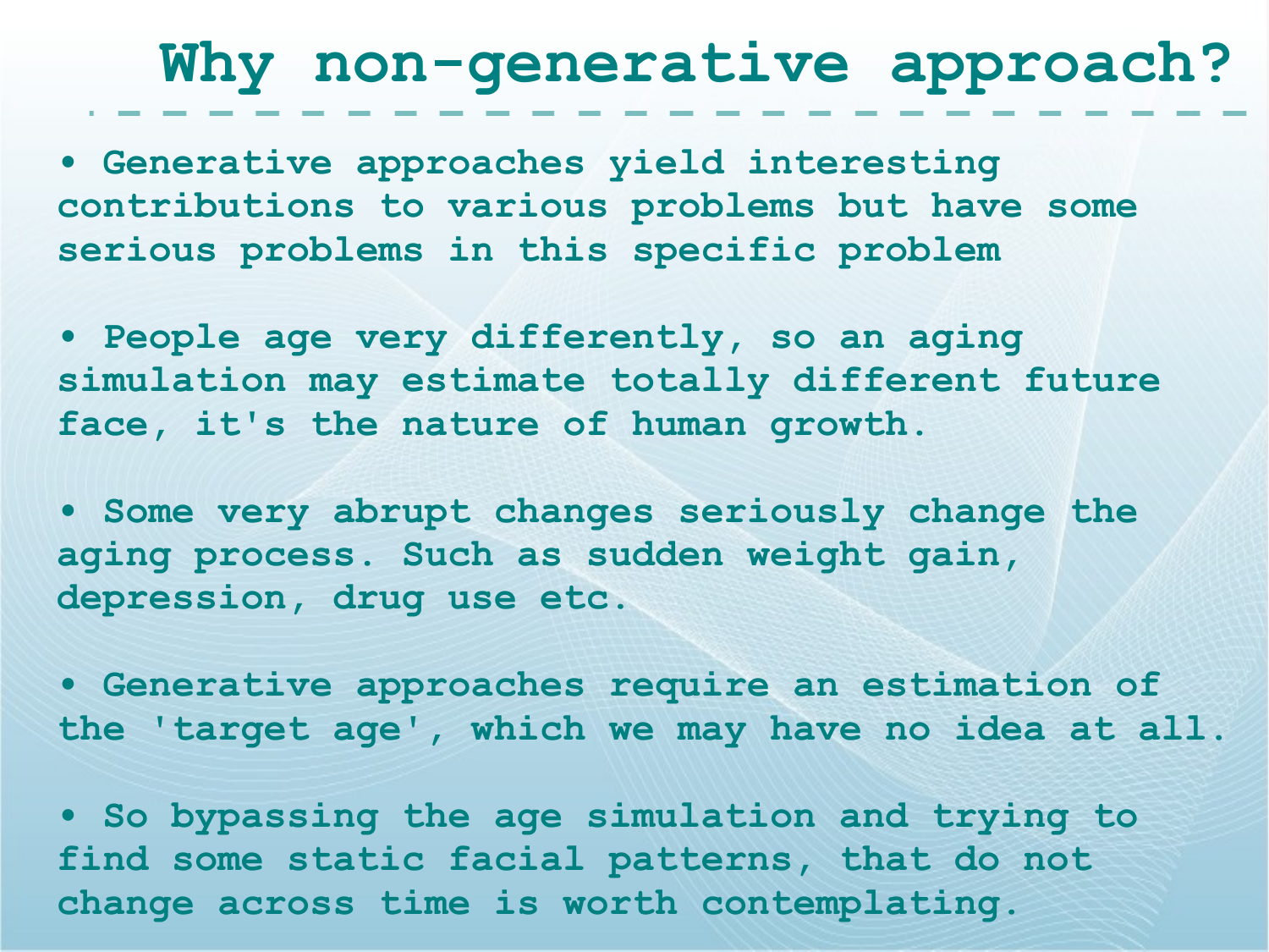# Why non-generative approach?

- Generative approaches yield interesting contributions to various problems but have some serious problems in this specific problem

- People age very differently, so an aging simulation may estimate totally different future face, it's the nature of human growth.

- Some very abrupt changes seriously change the aging process. Such as sudden weight gain, depression, drug use etc.

- Generative approaches require an estimation of the 'target age', which we may have no idea at all.

- So bypassing the age simulation and trying to find some static facial patterns, that do not change across time is worth contemplating.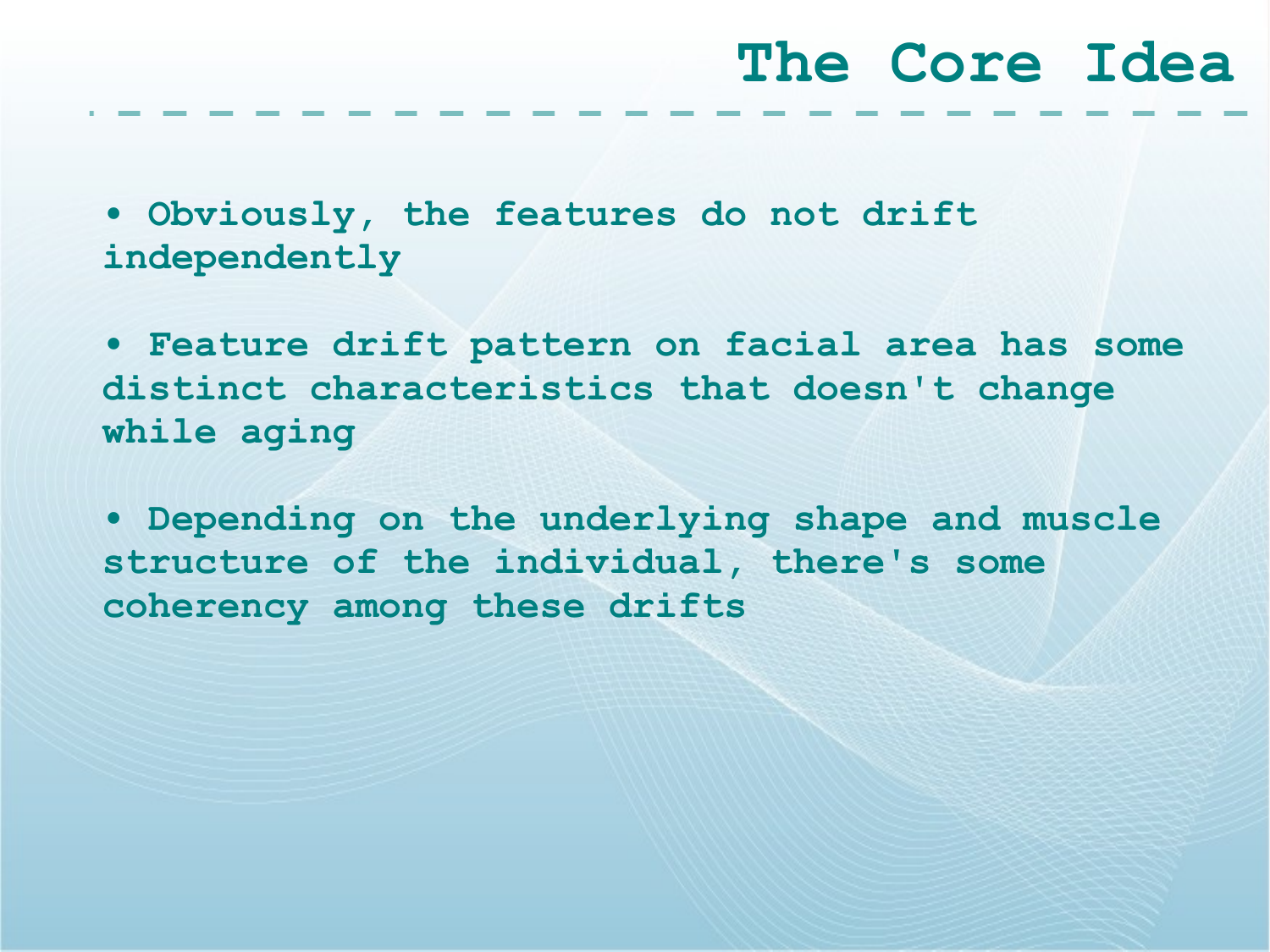# The Core Idea

- Obviously, the features do not drift independently
- Feature drift pattern on facial area has some distinct characteristics that doesn't change while aging
- Depending on the underlying shape and muscle structure of the individual, there's some coherency among these drifts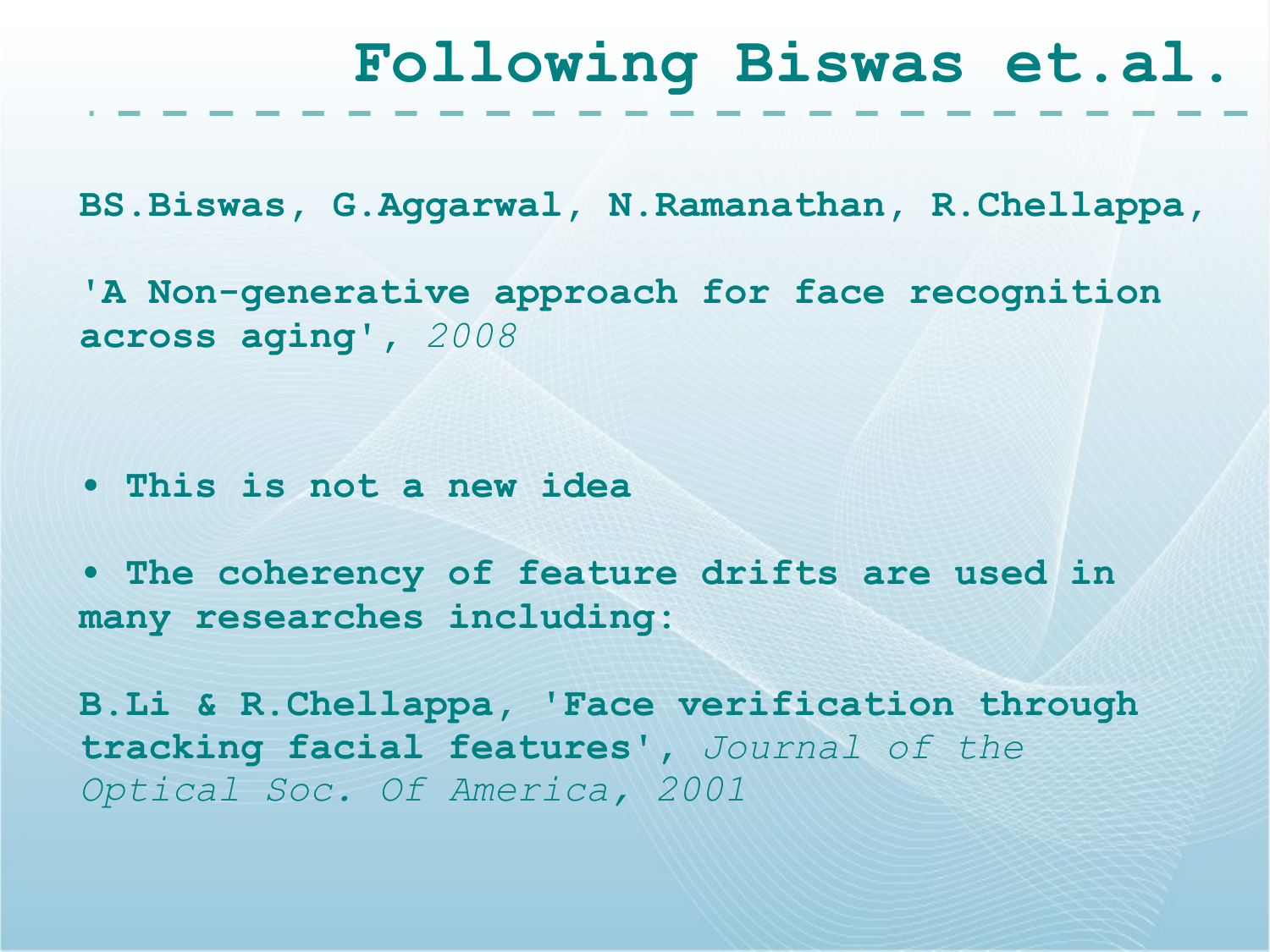# Following Biswas et.al.

**BS.Biswas, G.Aggarwal, N.Ramanathan, R.Chellappa,**

**'A Non-generative approach for face recognition across aging',** *2008*

- **This is not a new idea**
- **The coherency of feature drifts are used in many researches including:**

**B.Li & R.Chellappa, 'Face verification through tracking facial features',** *Journal of the Optical Soc. Of America, 2001*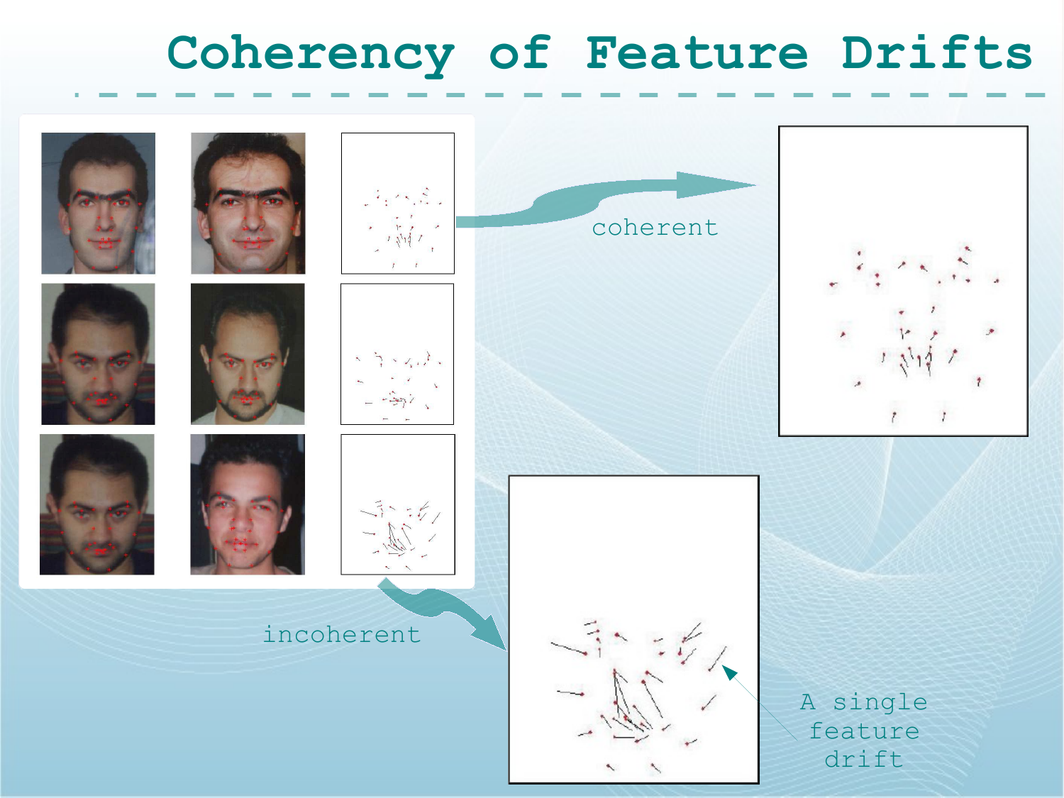# Coherency of Feature Drifts

coherent

incoherent

A single feature drift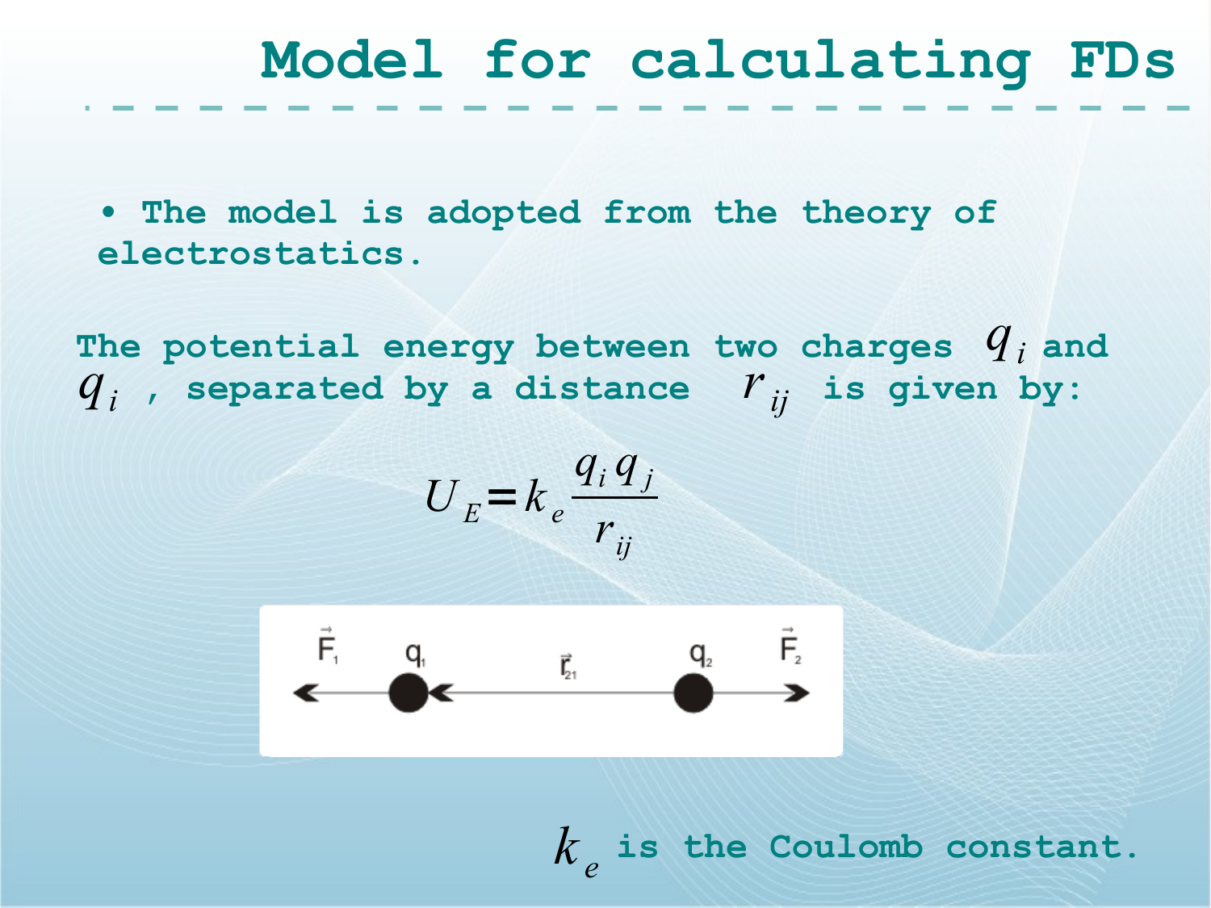# Model for calculating FDs

- The model is adopted from the theory of electrostatics.

The potential energy between two charges $q_i$ and $q_i$ , separated by a distance $r_{ij}$ is given by:

$$U_E = k_e \frac{q_i q_j}{r_{ij}}$$

$k_e$ is the Coulomb constant.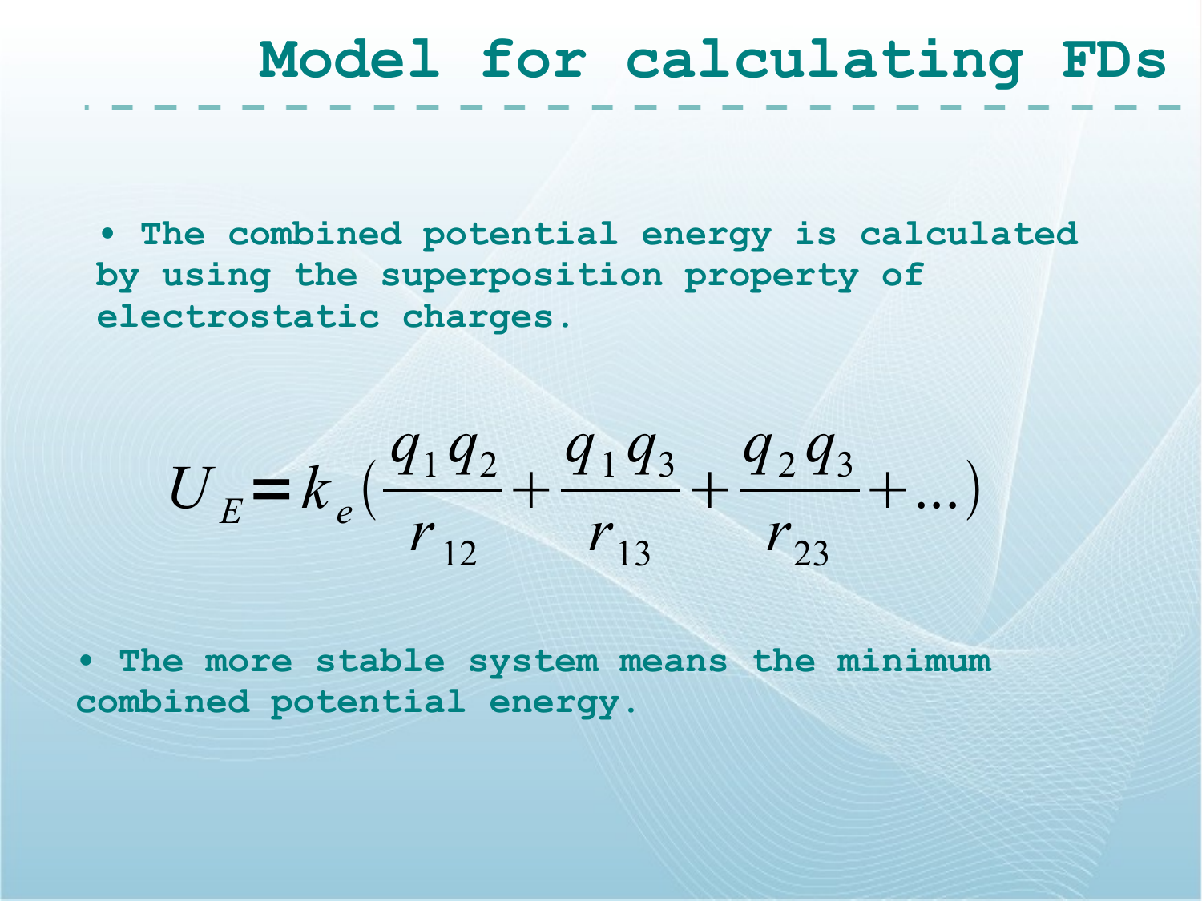# Model for calculating FDs

- The combined potential energy is calculated by using the superposition property of electrostatic charges.

$$U_E = k_e \left( \frac{q_1 q_2}{r_{12}} + \frac{q_1 q_3}{r_{13}} + \frac{q_2 q_3}{r_{23}} + \ldots \right)$$

- The more stable system means the minimum combined potential energy.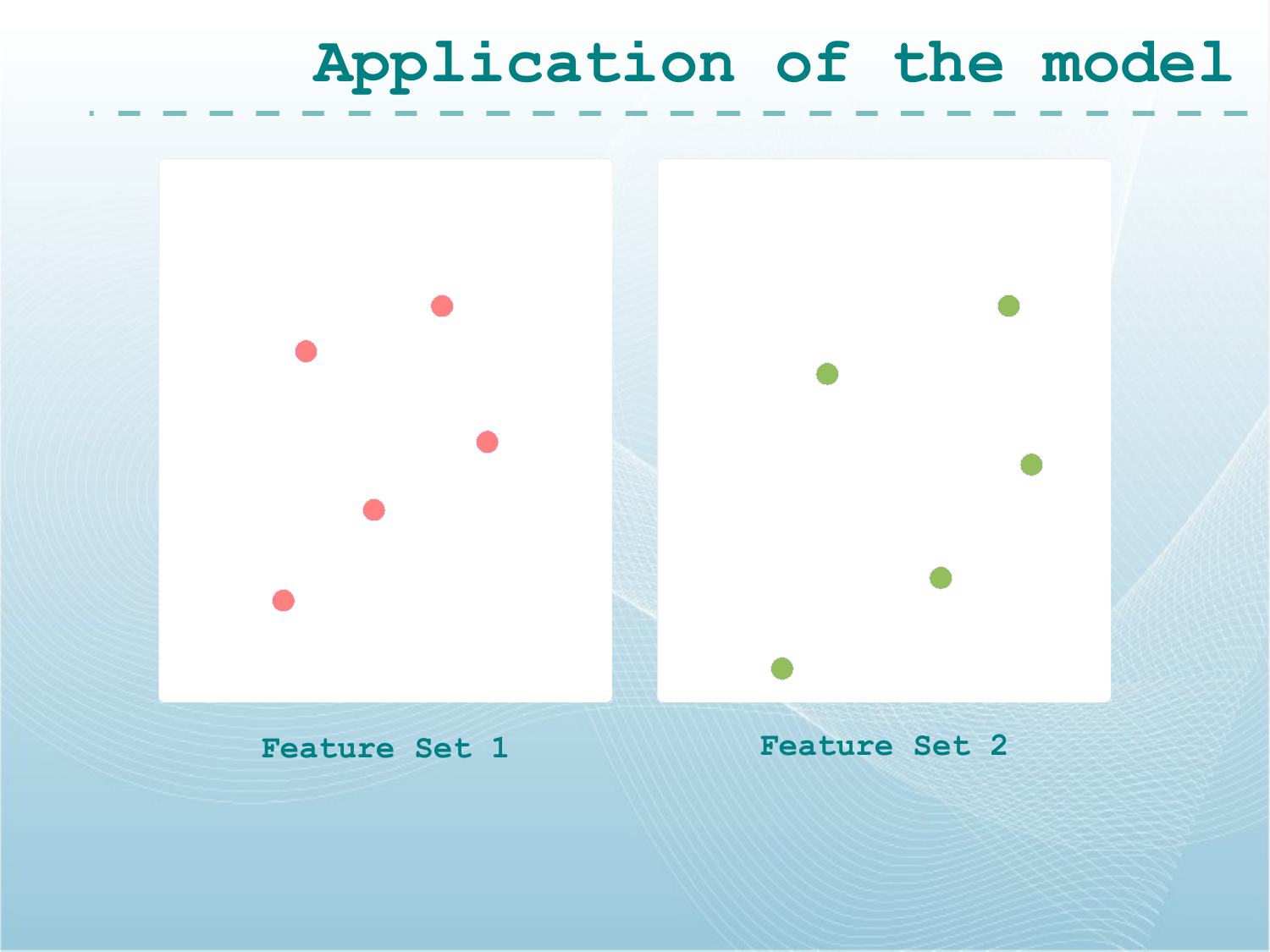# Application of the model

Feature Set 1

Feature Set 2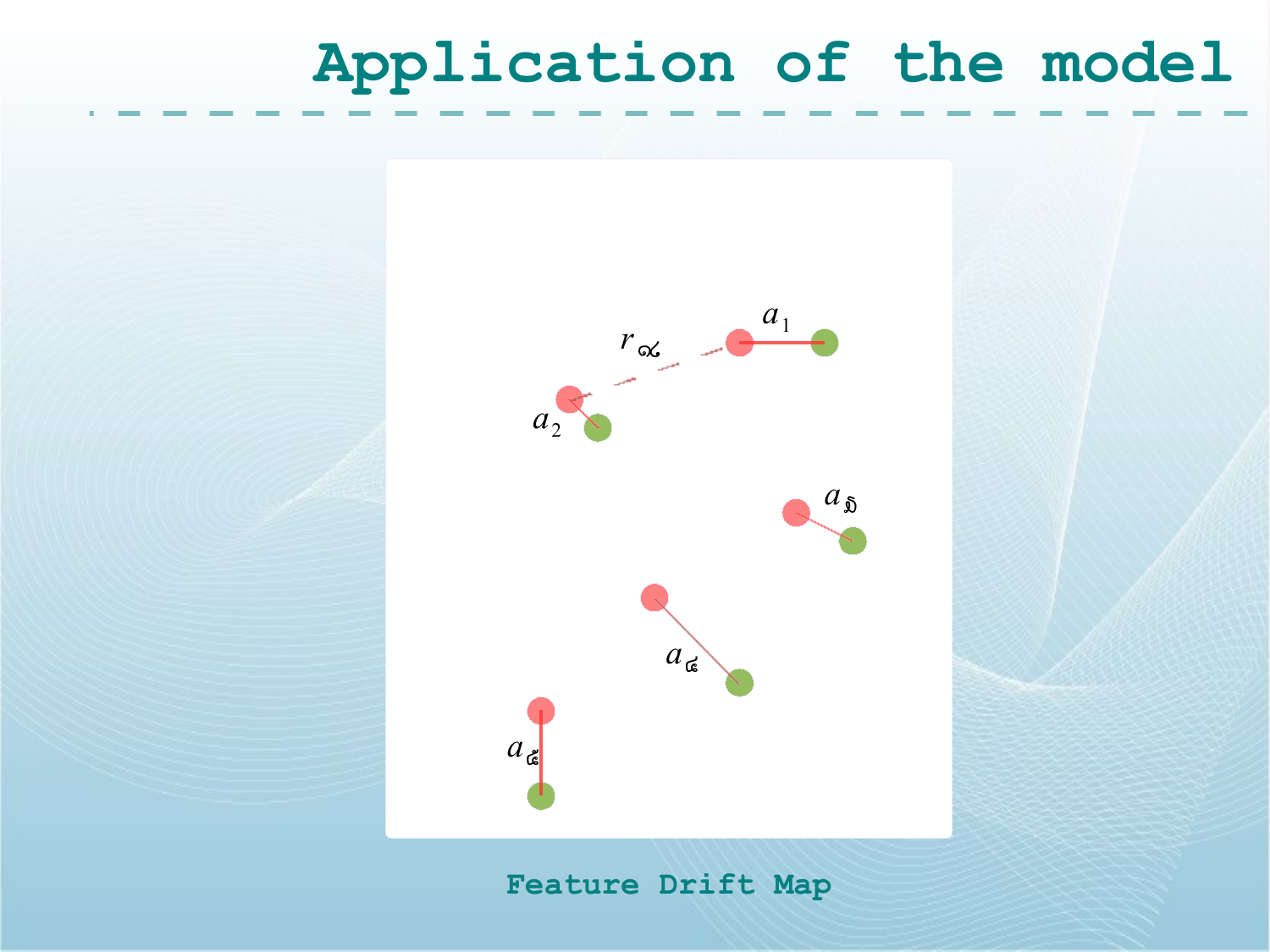# Application of the model

$a_1$

$r_{\propto}$

$a_2$

$a_{\delta}$

$a_{\epsilon}$

$a_{\epsilon}$

Feature Drift Map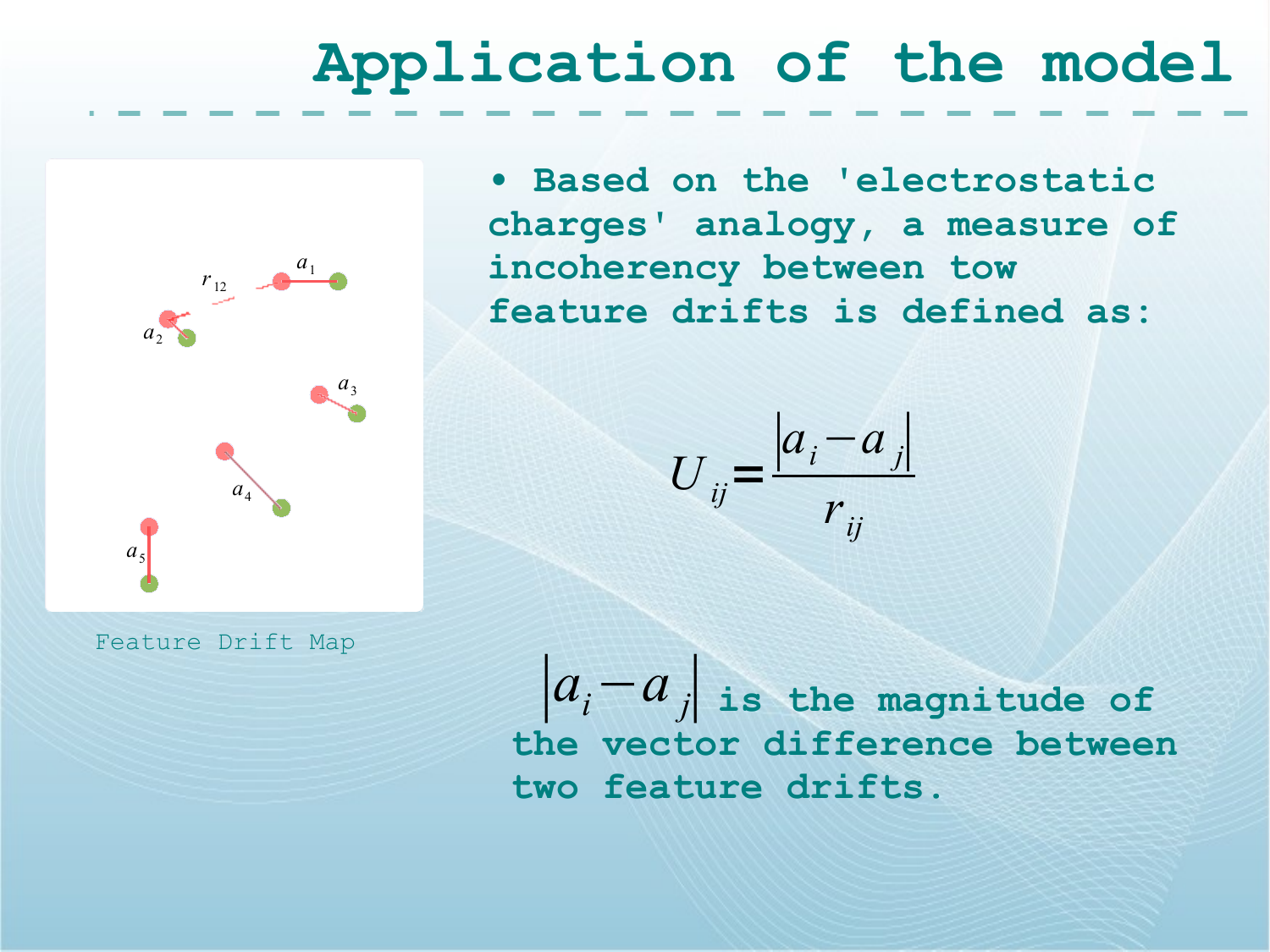# Application of the model

Feature Drift Map

- Based on the 'electrostatic charges' analogy, a measure of incoherency between tow feature drifts is defined as:

$$U_{ij} = \frac{|a_i - a_j|}{r_{ij}}$$

$|a_i - a_j|$ is the magnitude of the vector difference between two feature drifts.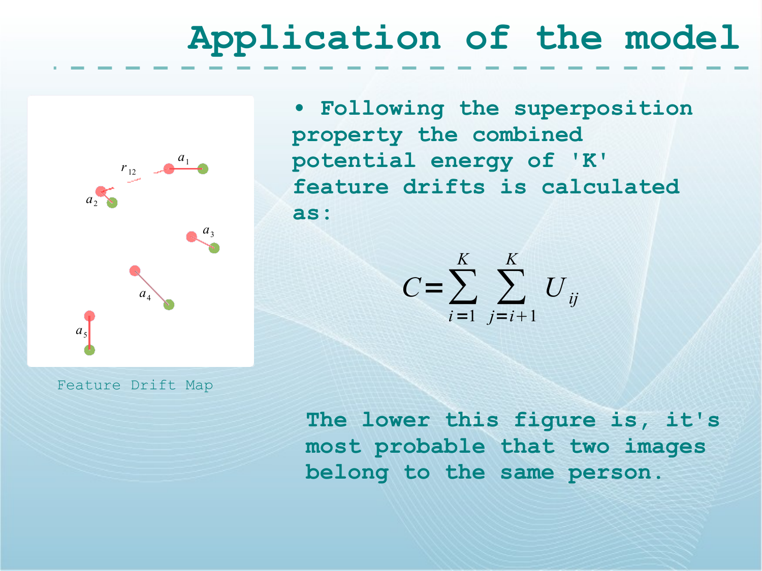# Application of the model

Feature Drift Map

- Following the superposition property the combined potential energy of 'K' feature drifts is calculated as:

$$C = \sum_{i=1}^{K} \sum_{j=i+1}^{K} U_{ij}$$

**The lower this figure is, it's most probable that two images belong to the same person.**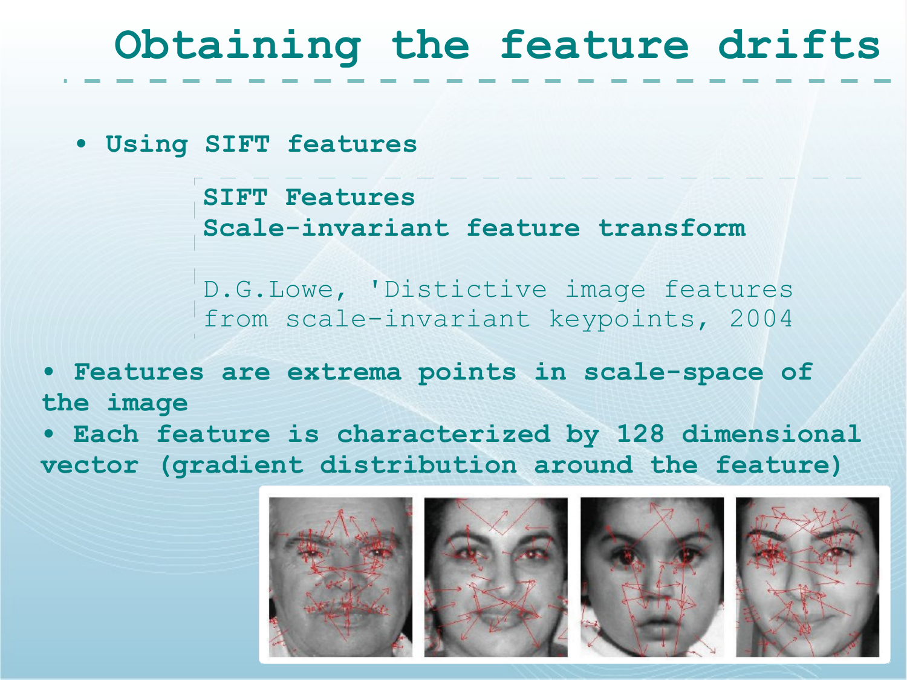# Obtaining the feature drifts

- **Using SIFT features**

> **SIFT Features**
> **Scale-invariant feature transform**
>
> D.G.Lowe, 'Distictive image features from scale-invariant keypoints, 2004

- **Features are extrema points in scale-space of the image**
- **Each feature is characterized by 128 dimensional vector (gradient distribution around the feature)**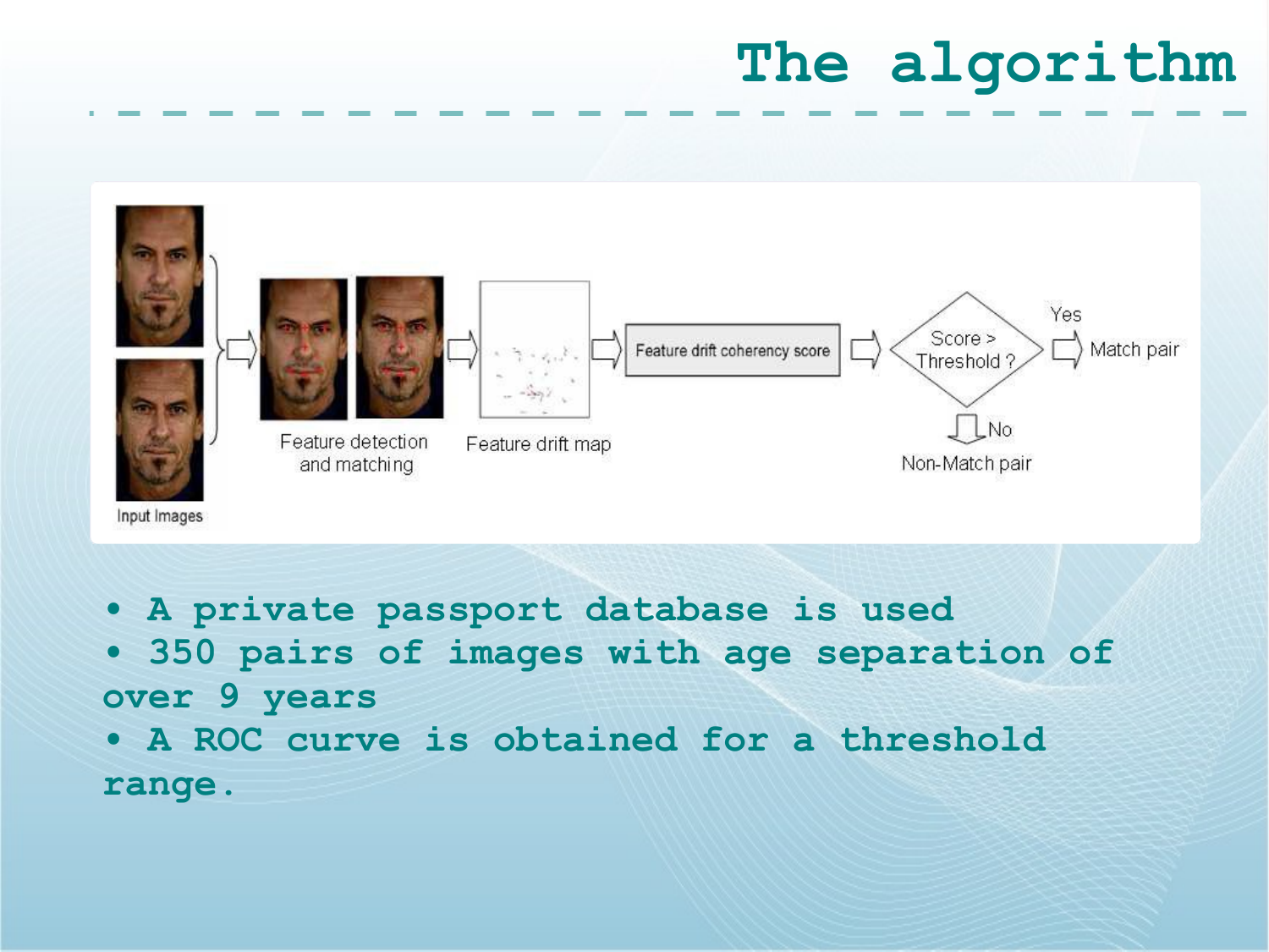# The algorithm

Input Images → Feature detection and matching → Feature drift map → Feature drift coherency score → Score > Threshold ? → Yes: Match pair / No: Non-Match pair

- A private passport database is used
- 350 pairs of images with age separation of over 9 years
- A ROC curve is obtained for a threshold range.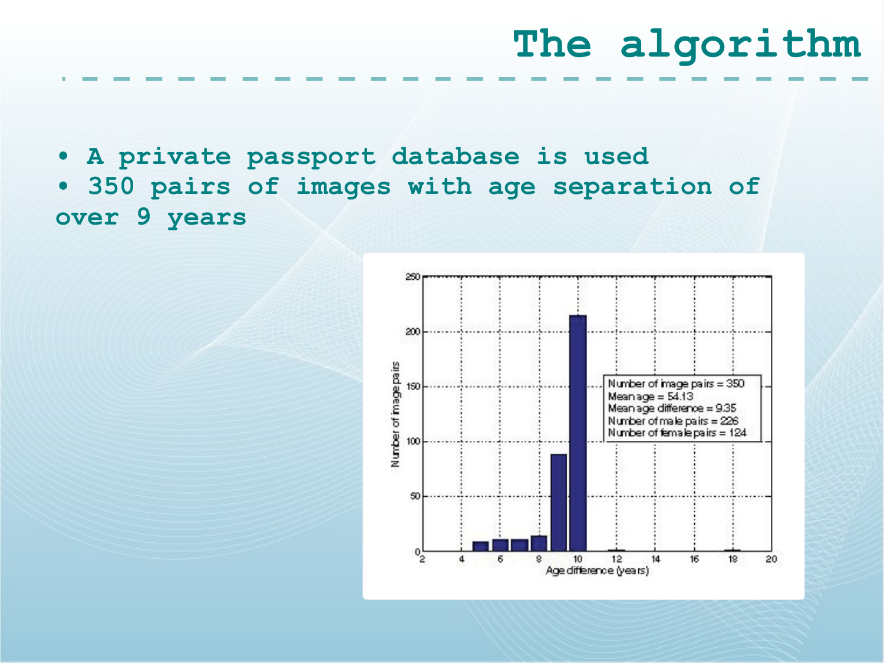# The algorithm

- A private passport database is used
- 350 pairs of images with age separation of over 9 years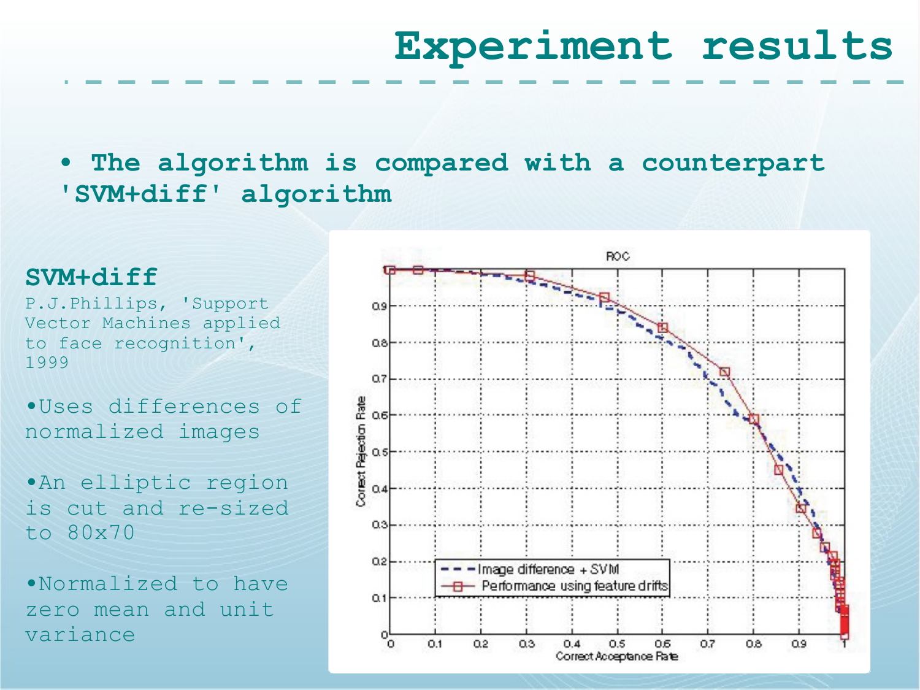# Experiment results

- The algorithm is compared with a counterpart 'SVM+diff' algorithm

## SVM+diff

P.J.Phillips, 'Support Vector Machines applied to face recognition', 1999

- Uses differences of normalized images
- An elliptic region is cut and re-sized to 80x70
- Normalized to have zero mean and unit variance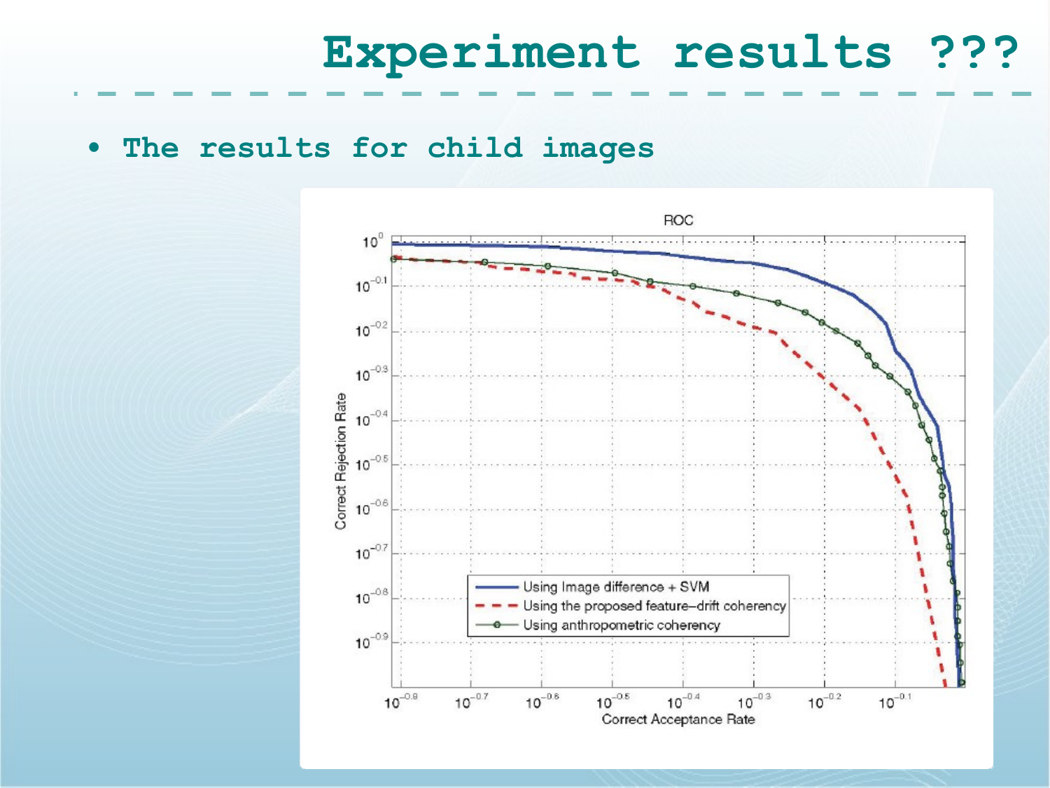# Experiment results ???

- The results for child images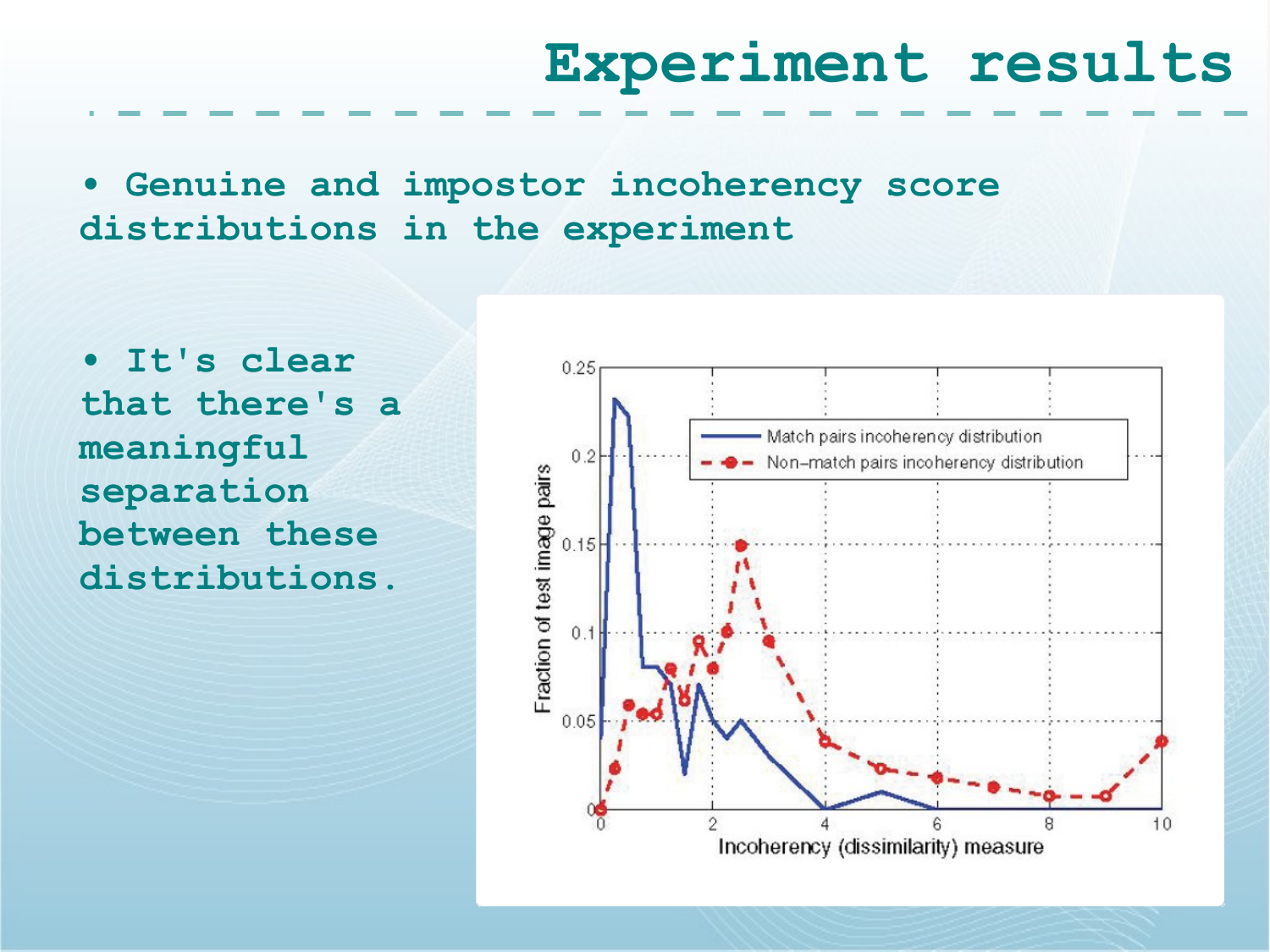# Experiment results

- Genuine and impostor incoherency score distributions in the experiment

- It's clear that there's a meaningful separation between these distributions.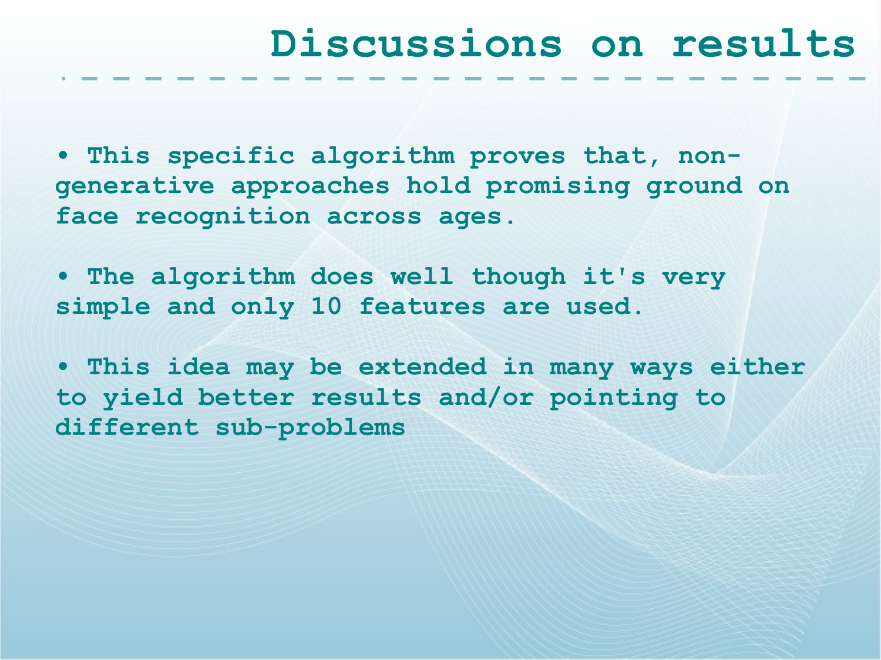# Discussions on results

- This specific algorithm proves that, non-generative approaches hold promising ground on face recognition across ages.

- The algorithm does well though it's very simple and only 10 features are used.

- This idea may be extended in many ways either to yield better results and/or pointing to different sub-problems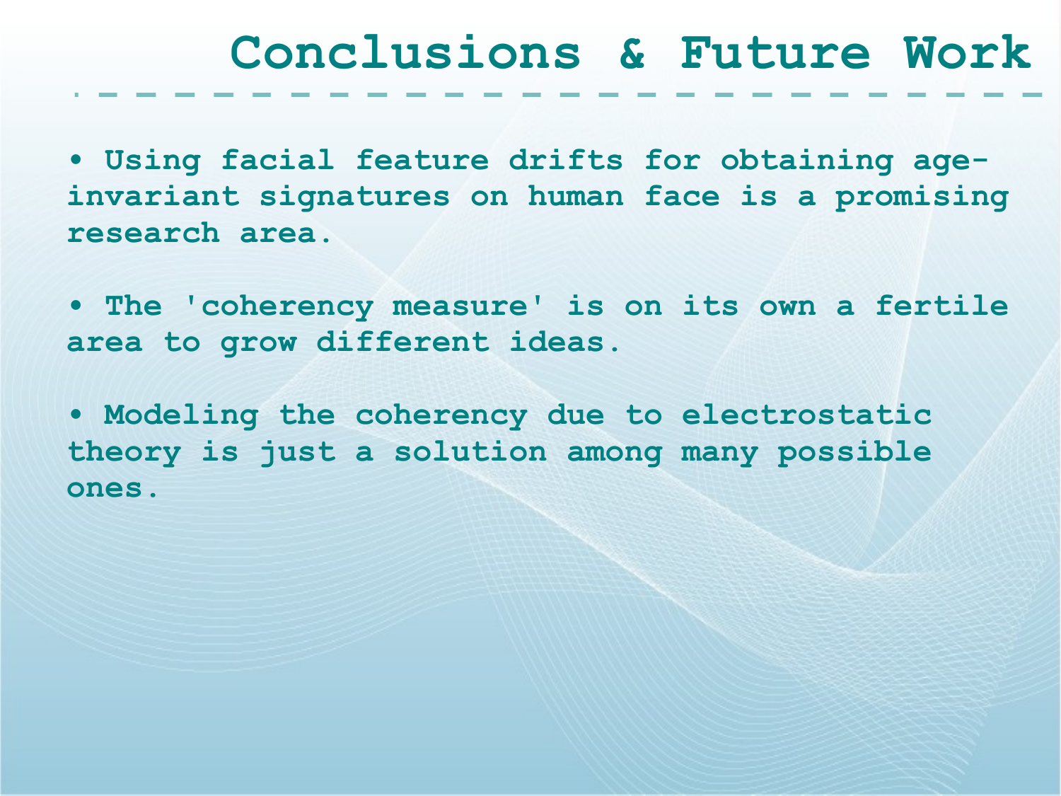# Conclusions & Future Work

- Using facial feature drifts for obtaining age-invariant signatures on human face is a promising research area.

- The 'coherency measure' is on its own a fertile area to grow different ideas.

- Modeling the coherency due to electrostatic theory is just a solution among many possible ones.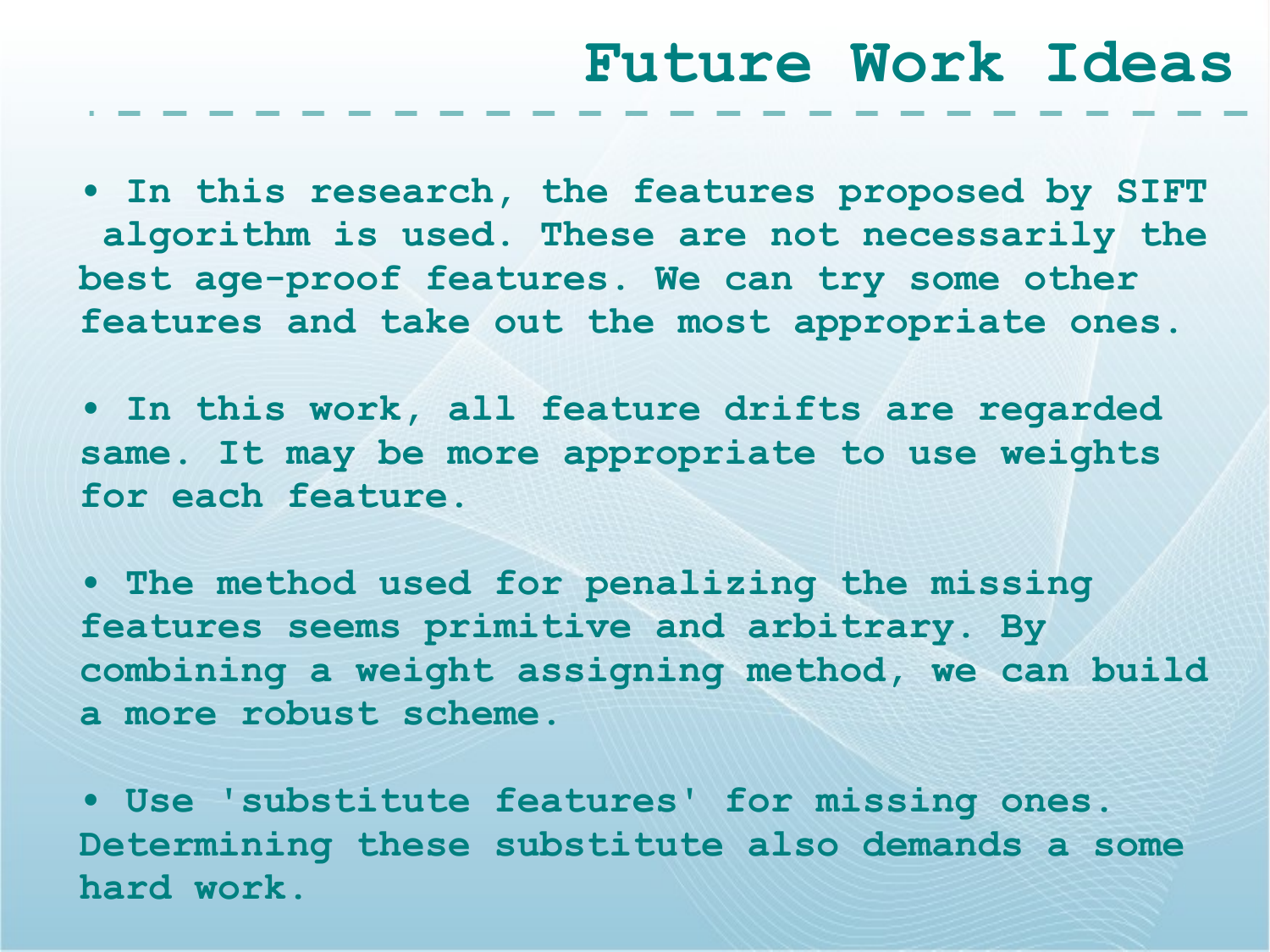# Future Work Ideas

- In this research, the features proposed by SIFT algorithm is used. These are not necessarily the best age-proof features. We can try some other features and take out the most appropriate ones.

- In this work, all feature drifts are regarded same. It may be more appropriate to use weights for each feature.

- The method used for penalizing the missing features seems primitive and arbitrary. By combining a weight assigning method, we can build a more robust scheme.

- Use 'substitute features' for missing ones. Determining these substitute also demands a some hard work.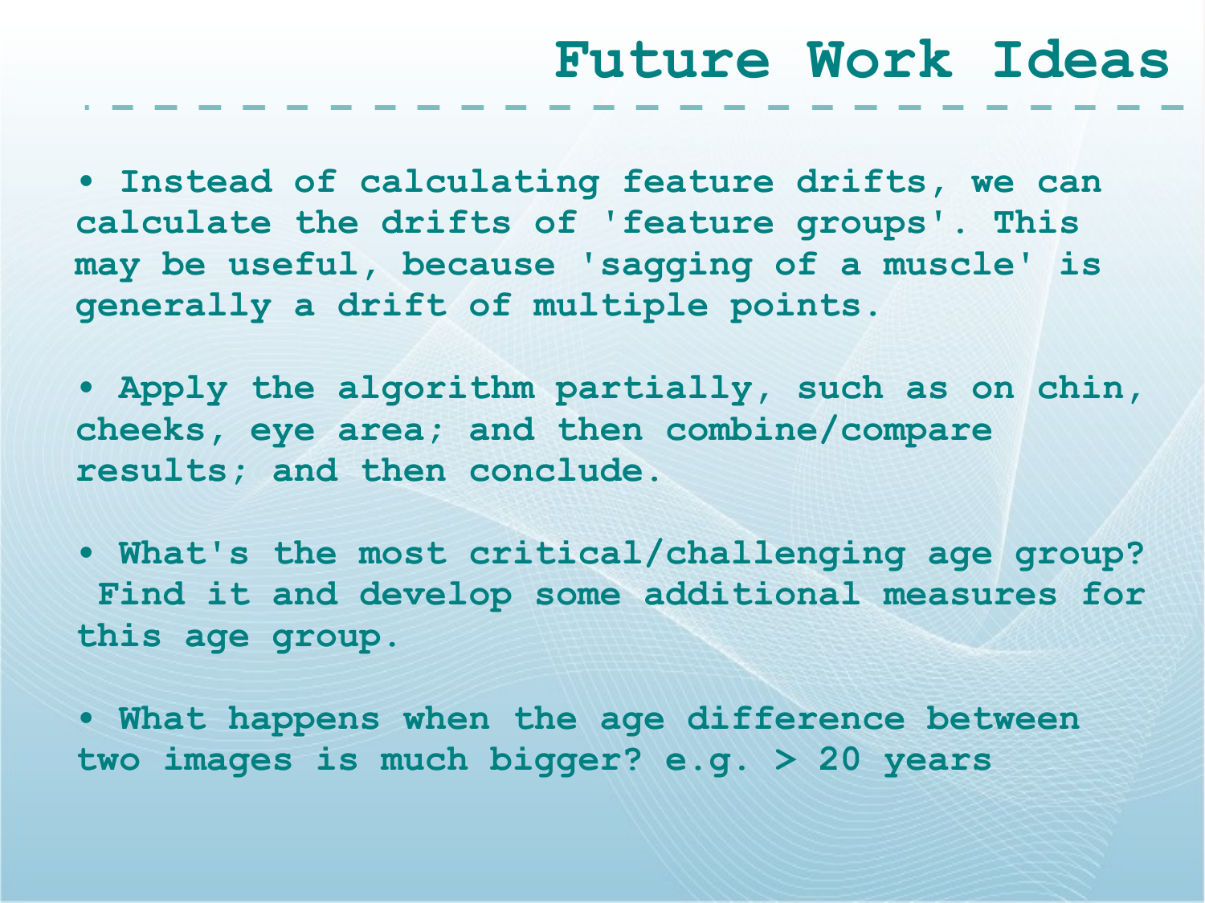# Future Work Ideas

- Instead of calculating feature drifts, we can calculate the drifts of 'feature groups'. This may be useful, because 'sagging of a muscle' is generally a drift of multiple points.

- Apply the algorithm partially, such as on chin, cheeks, eye area; and then combine/compare results; and then conclude.

- What's the most critical/challenging age group? Find it and develop some additional measures for this age group.

- What happens when the age difference between two images is much bigger? e.g. > 20 years